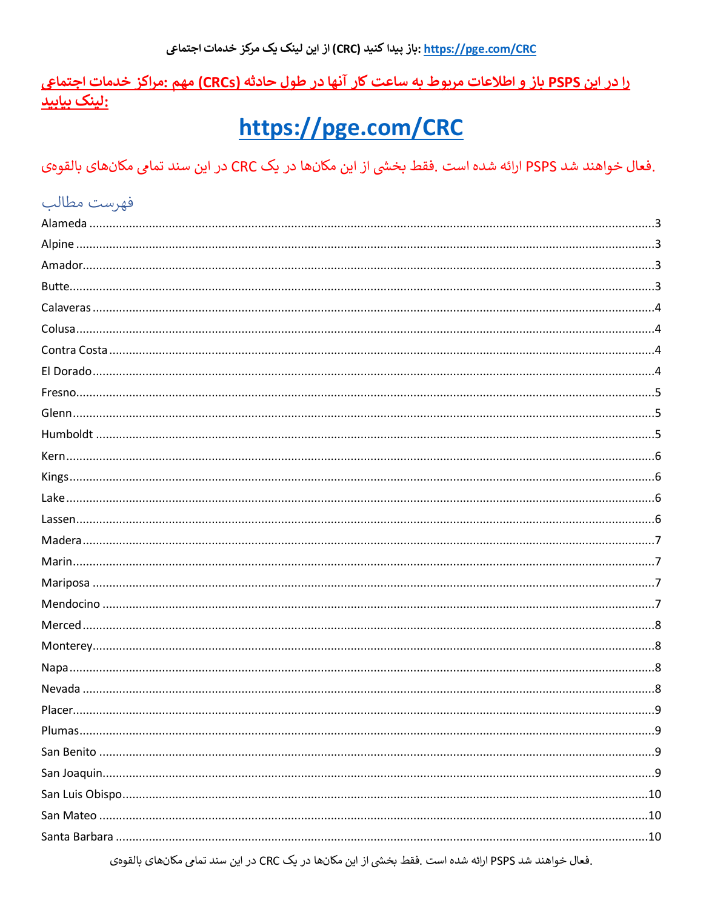https://pge.com/CRC :باز پیدا کنید (CRC) از این لینک یک مرکز خدمات اجتماعی

**را در این PSPS باز و اطلاعات مربوط به ساعت کار آنها در طول حادثه (CRCs) مهم :مراکز خدمات اجتماعی لینک بیابید:**

# https://pge.com/CRC

.فعال خواهند شد PSPS ارائه شده است .فقط بخشی از این مکان‌ها در یک CRC در این سند تمامی مکان‌های بالقوه‌ی

## فهرست مطالب

- Alameda ..... 3
- Alpine ..... 3
- Amador ..... 3
- Butte ..... 3
- Calaveras ..... 4
- Colusa ..... 4
- Contra Costa ..... 4
- El Dorado ..... 4
- Fresno ..... 5
- Glenn ..... 5
- Humboldt ..... 5
- Kern ..... 6
- Kings ..... 6
- Lake ..... 6
- Lassen ..... 6
- Madera ..... 7
- Marin ..... 7
- Mariposa ..... 7
- Mendocino ..... 7
- Merced ..... 8
- Monterey ..... 8
- Napa ..... 8
- Nevada ..... 8
- Placer ..... 9
- Plumas ..... 9
- San Benito ..... 9
- San Joaquin ..... 9
- San Luis Obispo ..... 10
- San Mateo ..... 10
- Santa Barbara ..... 10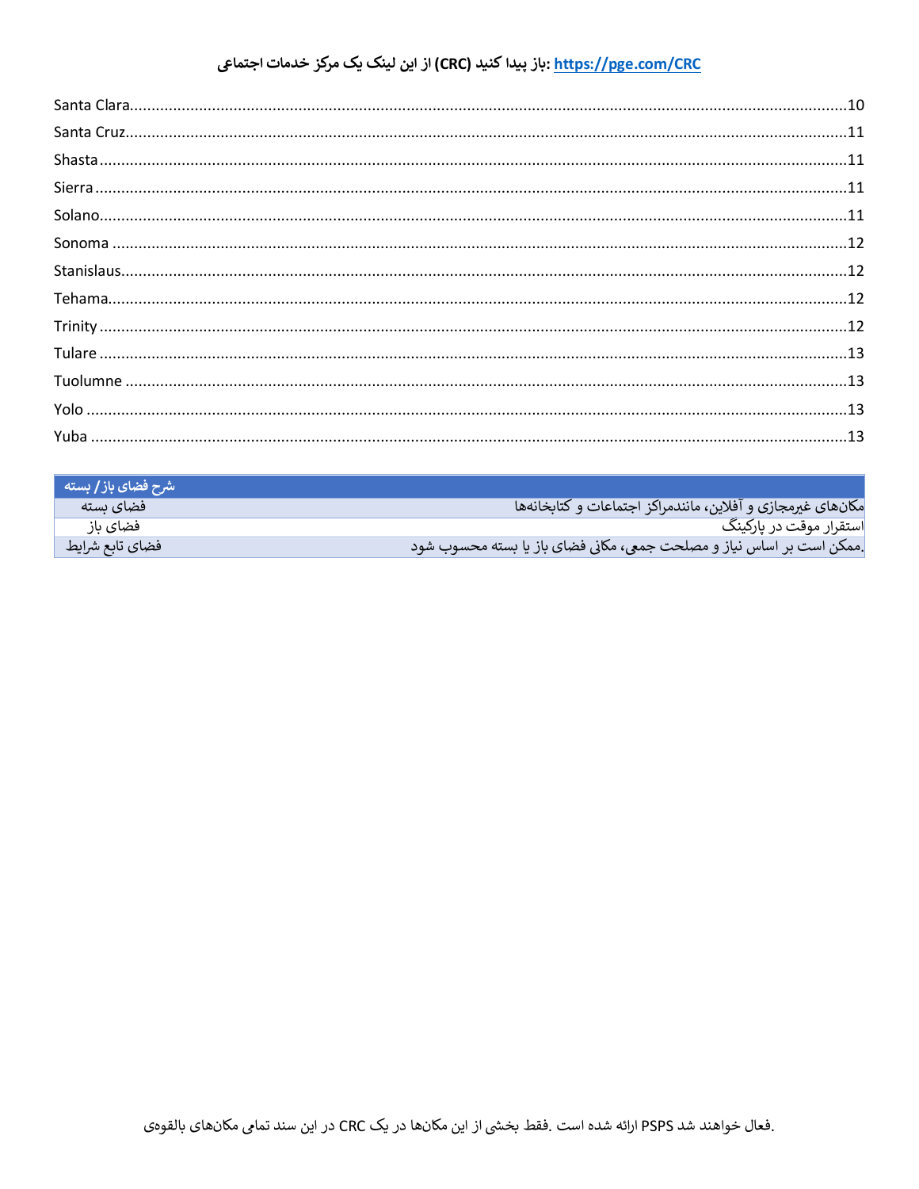# باز پیدا کنید (CRC) از این لینک یک مرکز خدمات اجتماعی: https://pge.com/CRC

Santa Clara....................10
Santa Cruz....................11
Shasta....................11
Sierra....................11
Solano....................11
Sonoma....................12
Stanislaus....................12
Tehama....................12
Trinity....................12
Tulare....................13
Tuolumne....................13
Yolo....................13
Yuba....................13

| شرح فضای باز / بسته | |
|---|---|
| فضای بسته | مکان‌های غیرمجازی و آفلاین، مانندمراکز اجتماعات و کتابخانه‌ها |
| فضای باز | استقرار موقت در پارکینگ |
| فضای تابع شرایط | ممکن است بر اساس نیاز و مصلحت جمعی، مکانی فضای باز یا بسته محسوب شود. |

فعال خواهند شد PSPS ارائه شده است .فقط بخشی از این مکان‌ها در یک CRC در این سند تمامی مکان‌های بالقوه‌ی.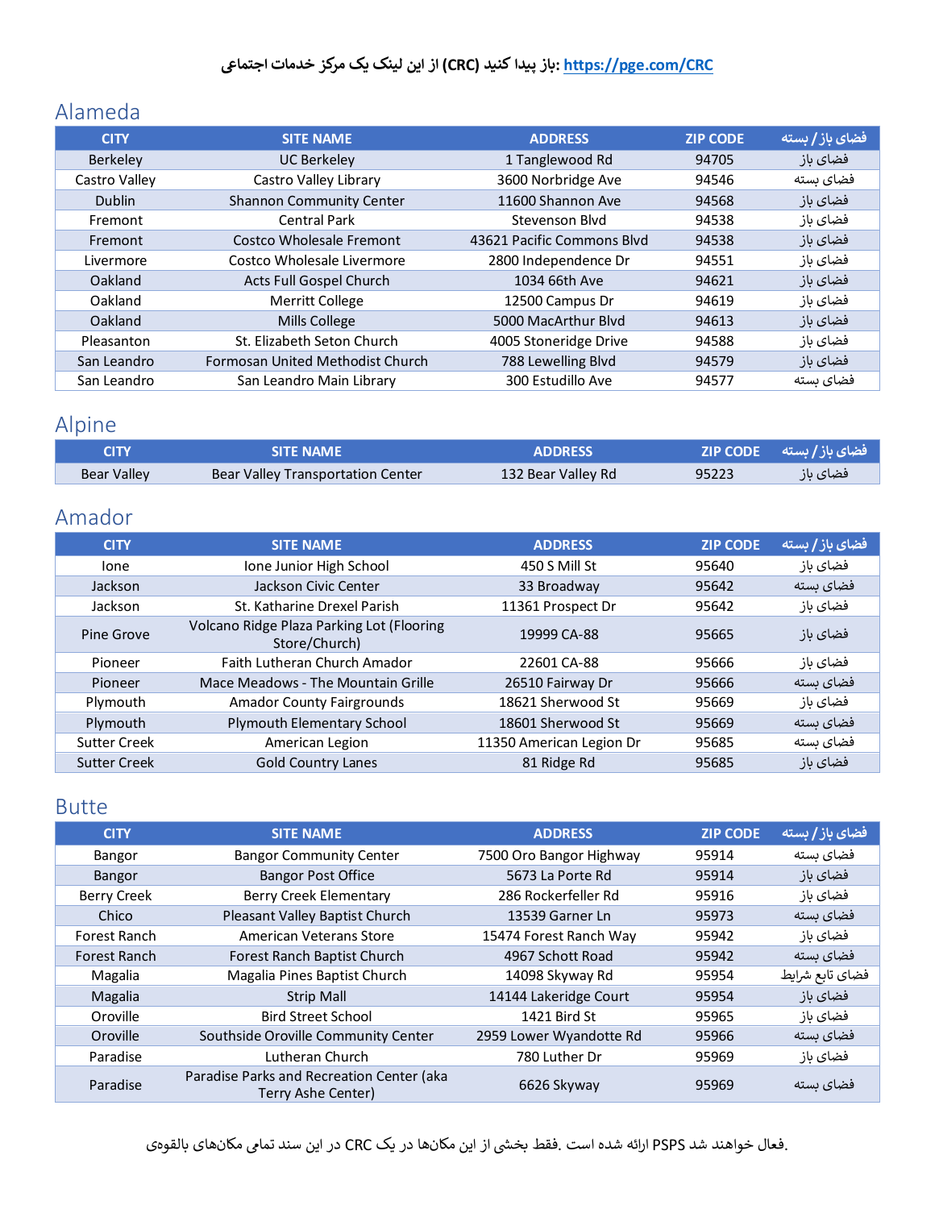باز پیدا کنید (CRC) از این لینک یک مرکز خدمات اجتماعی: https://pge.com/CRC

## Alameda

| CITY | SITE NAME | ADDRESS | ZIP CODE | فضای باز / بسته |
|---|---|---|---|---|
| Berkeley | UC Berkeley | 1 Tanglewood Rd | 94705 | فضای باز |
| Castro Valley | Castro Valley Library | 3600 Norbridge Ave | 94546 | فضای بسته |
| Dublin | Shannon Community Center | 11600 Shannon Ave | 94568 | فضای باز |
| Fremont | Central Park | Stevenson Blvd | 94538 | فضای باز |
| Fremont | Costco Wholesale Fremont | 43621 Pacific Commons Blvd | 94538 | فضای باز |
| Livermore | Costco Wholesale Livermore | 2800 Independence Dr | 94551 | فضای باز |
| Oakland | Acts Full Gospel Church | 1034 66th Ave | 94621 | فضای باز |
| Oakland | Merritt College | 12500 Campus Dr | 94619 | فضای باز |
| Oakland | Mills College | 5000 MacArthur Blvd | 94613 | فضای باز |
| Pleasanton | St. Elizabeth Seton Church | 4005 Stoneridge Drive | 94588 | فضای باز |
| San Leandro | Formosan United Methodist Church | 788 Lewelling Blvd | 94579 | فضای باز |
| San Leandro | San Leandro Main Library | 300 Estudillo Ave | 94577 | فضای بسته |

## Alpine

| CITY | SITE NAME | ADDRESS | ZIP CODE | فضای باز / بسته |
|---|---|---|---|---|
| Bear Valley | Bear Valley Transportation Center | 132 Bear Valley Rd | 95223 | فضای باز |

## Amador

| CITY | SITE NAME | ADDRESS | ZIP CODE | فضای باز / بسته |
|---|---|---|---|---|
| Ione | Ione Junior High School | 450 S Mill St | 95640 | فضای باز |
| Jackson | Jackson Civic Center | 33 Broadway | 95642 | فضای بسته |
| Jackson | St. Katharine Drexel Parish | 11361 Prospect Dr | 95642 | فضای باز |
| Pine Grove | Volcano Ridge Plaza Parking Lot (Flooring Store/Church) | 19999 CA-88 | 95665 | فضای باز |
| Pioneer | Faith Lutheran Church Amador | 22601 CA-88 | 95666 | فضای باز |
| Pioneer | Mace Meadows - The Mountain Grille | 26510 Fairway Dr | 95666 | فضای بسته |
| Plymouth | Amador County Fairgrounds | 18621 Sherwood St | 95669 | فضای باز |
| Plymouth | Plymouth Elementary School | 18601 Sherwood St | 95669 | فضای بسته |
| Sutter Creek | American Legion | 11350 American Legion Dr | 95685 | فضای بسته |
| Sutter Creek | Gold Country Lanes | 81 Ridge Rd | 95685 | فضای باز |

## Butte

| CITY | SITE NAME | ADDRESS | ZIP CODE | فضای باز / بسته |
|---|---|---|---|---|
| Bangor | Bangor Community Center | 7500 Oro Bangor Highway | 95914 | فضای بسته |
| Bangor | Bangor Post Office | 5673 La Porte Rd | 95914 | فضای باز |
| Berry Creek | Berry Creek Elementary | 286 Rockerfeller Rd | 95916 | فضای باز |
| Chico | Pleasant Valley Baptist Church | 13539 Garner Ln | 95973 | فضای بسته |
| Forest Ranch | American Veterans Store | 15474 Forest Ranch Way | 95942 | فضای باز |
| Forest Ranch | Forest Ranch Baptist Church | 4967 Schott Road | 95942 | فضای بسته |
| Magalia | Magalia Pines Baptist Church | 14098 Skyway Rd | 95954 | فضای تابع شرایط |
| Magalia | Strip Mall | 14144 Lakeridge Court | 95954 | فضای باز |
| Oroville | Bird Street School | 1421 Bird St | 95965 | فضای باز |
| Oroville | Southside Oroville Community Center | 2959 Lower Wyandotte Rd | 95966 | فضای بسته |
| Paradise | Lutheran Church | 780 Luther Dr | 95969 | فضای باز |
| Paradise | Paradise Parks and Recreation Center (aka Terry Ashe Center) | 6626 Skyway | 95969 | فضای بسته |

در این سند تمامی مکان‌های بالقوه‌ی CRC ارائه شده است. فقط بخشی از این مکان‌ها در یک PSPS فعال خواهند شد.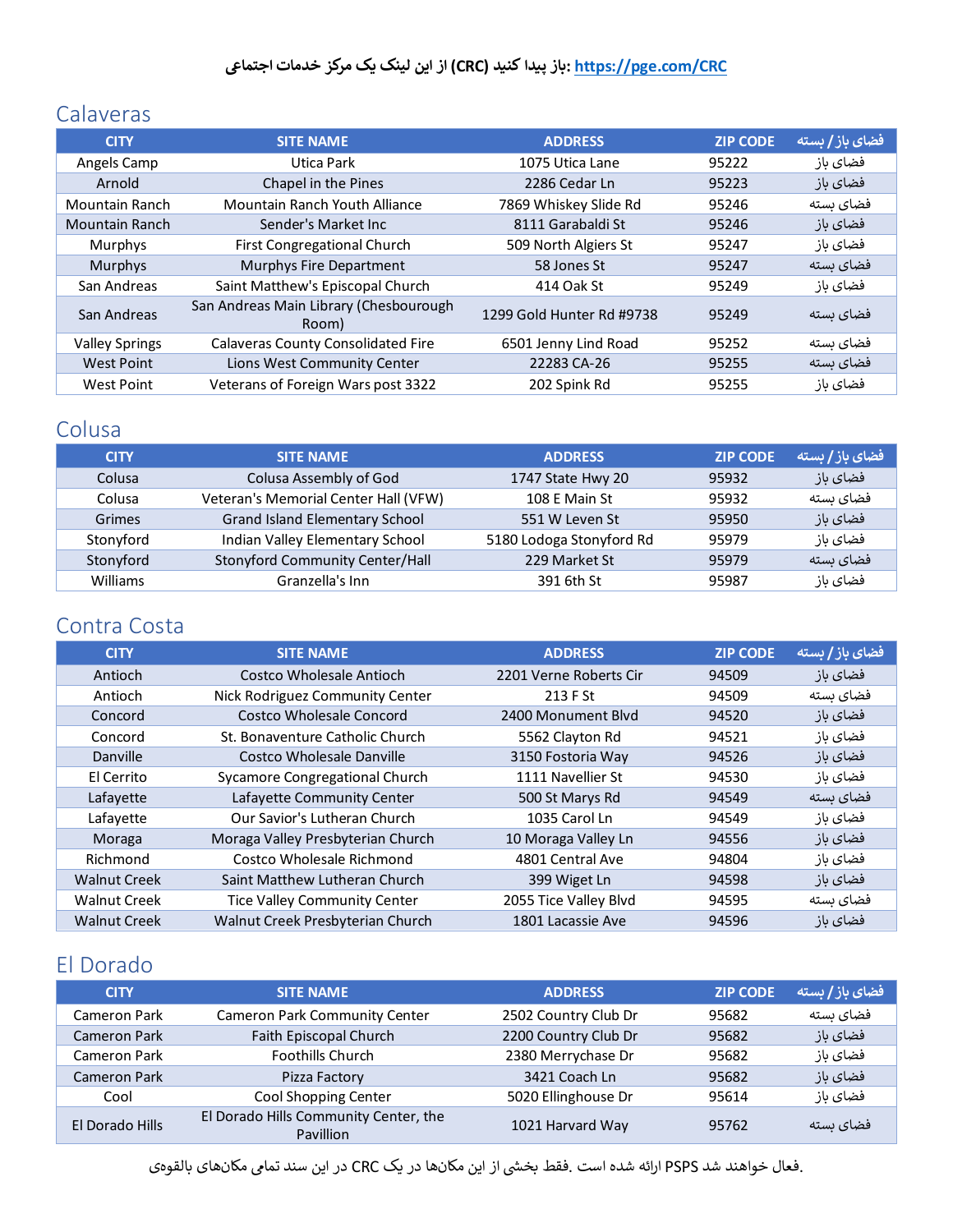باز پیدا کنید (CRC) از این لینک یک مرکز خدمات اجتماعی: https://pge.com/CRC

## Calaveras

| CITY | SITE NAME | ADDRESS | ZIP CODE | فضای باز / بسته |
|---|---|---|---|---|
| Angels Camp | Utica Park | 1075 Utica Lane | 95222 | فضای باز |
| Arnold | Chapel in the Pines | 2286 Cedar Ln | 95223 | فضای باز |
| Mountain Ranch | Mountain Ranch Youth Alliance | 7869 Whiskey Slide Rd | 95246 | فضای بسته |
| Mountain Ranch | Sender's Market Inc | 8111 Garabaldi St | 95246 | فضای باز |
| Murphys | First Congregational Church | 509 North Algiers St | 95247 | فضای باز |
| Murphys | Murphys Fire Department | 58 Jones St | 95247 | فضای بسته |
| San Andreas | Saint Matthew's Episcopal Church | 414 Oak St | 95249 | فضای باز |
| San Andreas | San Andreas Main Library (Chesbourough Room) | 1299 Gold Hunter Rd #9738 | 95249 | فضای بسته |
| Valley Springs | Calaveras County Consolidated Fire | 6501 Jenny Lind Road | 95252 | فضای بسته |
| West Point | Lions West Community Center | 22283 CA-26 | 95255 | فضای بسته |
| West Point | Veterans of Foreign Wars post 3322 | 202 Spink Rd | 95255 | فضای باز |

## Colusa

| CITY | SITE NAME | ADDRESS | ZIP CODE | فضای باز / بسته |
|---|---|---|---|---|
| Colusa | Colusa Assembly of God | 1747 State Hwy 20 | 95932 | فضای باز |
| Colusa | Veteran's Memorial Center Hall (VFW) | 108 E Main St | 95932 | فضای بسته |
| Grimes | Grand Island Elementary School | 551 W Leven St | 95950 | فضای باز |
| Stonyford | Indian Valley Elementary School | 5180 Lodoga Stonyford Rd | 95979 | فضای باز |
| Stonyford | Stonyford Community Center/Hall | 229 Market St | 95979 | فضای بسته |
| Williams | Granzella's Inn | 391 6th St | 95987 | فضای باز |

## Contra Costa

| CITY | SITE NAME | ADDRESS | ZIP CODE | فضای باز / بسته |
|---|---|---|---|---|
| Antioch | Costco Wholesale Antioch | 2201 Verne Roberts Cir | 94509 | فضای باز |
| Antioch | Nick Rodriguez Community Center | 213 F St | 94509 | فضای بسته |
| Concord | Costco Wholesale Concord | 2400 Monument Blvd | 94520 | فضای باز |
| Concord | St. Bonaventure Catholic Church | 5562 Clayton Rd | 94521 | فضای باز |
| Danville | Costco Wholesale Danville | 3150 Fostoria Way | 94526 | فضای باز |
| El Cerrito | Sycamore Congregational Church | 1111 Navellier St | 94530 | فضای باز |
| Lafayette | Lafayette Community Center | 500 St Marys Rd | 94549 | فضای بسته |
| Lafayette | Our Savior's Lutheran Church | 1035 Carol Ln | 94549 | فضای باز |
| Moraga | Moraga Valley Presbyterian Church | 10 Moraga Valley Ln | 94556 | فضای باز |
| Richmond | Costco Wholesale Richmond | 4801 Central Ave | 94804 | فضای باز |
| Walnut Creek | Saint Matthew Lutheran Church | 399 Wiget Ln | 94598 | فضای باز |
| Walnut Creek | Tice Valley Community Center | 2055 Tice Valley Blvd | 94595 | فضای بسته |
| Walnut Creek | Walnut Creek Presbyterian Church | 1801 Lacassie Ave | 94596 | فضای باز |

## El Dorado

| CITY | SITE NAME | ADDRESS | ZIP CODE | فضای باز / بسته |
|---|---|---|---|---|
| Cameron Park | Cameron Park Community Center | 2502 Country Club Dr | 95682 | فضای بسته |
| Cameron Park | Faith Episcopal Church | 2200 Country Club Dr | 95682 | فضای باز |
| Cameron Park | Foothills Church | 2380 Merrychase Dr | 95682 | فضای باز |
| Cameron Park | Pizza Factory | 3421 Coach Ln | 95682 | فضای باز |
| Cool | Cool Shopping Center | 5020 Ellinghouse Dr | 95614 | فضای باز |
| El Dorado Hills | El Dorado Hills Community Center, the Pavillion | 1021 Harvard Way | 95762 | فضای بسته |

در این سند تمامی مکان‌های بالقوه CRC ارائه شده است. فقط بخشی از این مکان‌ها در یک PSPS فعال خواهند شد.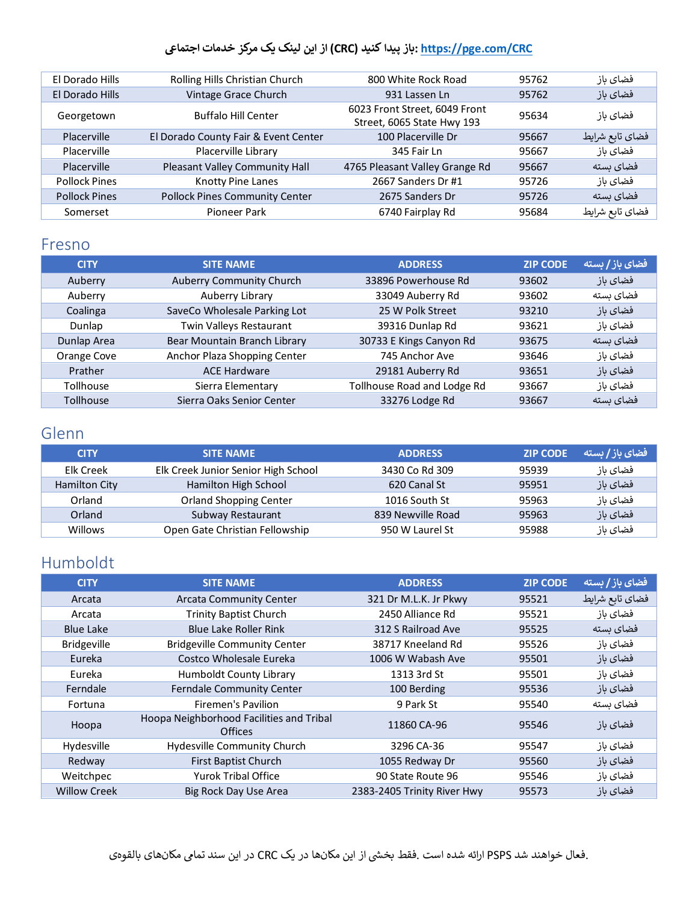باز پیدا کنید (CRC) از این لینک یک مرکز خدمات اجتماعی: https://pge.com/CRC

| | | | | |
|---|---|---|---|---|
| El Dorado Hills | Rolling Hills Christian Church | 800 White Rock Road | 95762 | فضای باز |
| El Dorado Hills | Vintage Grace Church | 931 Lassen Ln | 95762 | فضای باز |
| Georgetown | Buffalo Hill Center | 6023 Front Street, 6049 Front Street, 6065 State Hwy 193 | 95634 | فضای باز |
| Placerville | El Dorado County Fair & Event Center | 100 Placerville Dr | 95667 | فضای تابع شرایط |
| Placerville | Placerville Library | 345 Fair Ln | 95667 | فضای باز |
| Placerville | Pleasant Valley Community Hall | 4765 Pleasant Valley Grange Rd | 95667 | فضای بسته |
| Pollock Pines | Knotty Pine Lanes | 2667 Sanders Dr #1 | 95726 | فضای باز |
| Pollock Pines | Pollock Pines Community Center | 2675 Sanders Dr | 95726 | فضای بسته |
| Somerset | Pioneer Park | 6740 Fairplay Rd | 95684 | فضای تابع شرایط |

## Fresno

| CITY | SITE NAME | ADDRESS | ZIP CODE | فضای باز / بسته |
|---|---|---|---|---|
| Auberry | Auberry Community Church | 33896 Powerhouse Rd | 93602 | فضای باز |
| Auberry | Auberry Library | 33049 Auberry Rd | 93602 | فضای بسته |
| Coalinga | SaveCo Wholesale Parking Lot | 25 W Polk Street | 93210 | فضای باز |
| Dunlap | Twin Valleys Restaurant | 39316 Dunlap Rd | 93621 | فضای باز |
| Dunlap Area | Bear Mountain Branch Library | 30733 E Kings Canyon Rd | 93675 | فضای بسته |
| Orange Cove | Anchor Plaza Shopping Center | 745 Anchor Ave | 93646 | فضای باز |
| Prather | ACE Hardware | 29181 Auberry Rd | 93651 | فضای باز |
| Tollhouse | Sierra Elementary | Tollhouse Road and Lodge Rd | 93667 | فضای باز |
| Tollhouse | Sierra Oaks Senior Center | 33276 Lodge Rd | 93667 | فضای بسته |

## Glenn

| CITY | SITE NAME | ADDRESS | ZIP CODE | فضای باز / بسته |
|---|---|---|---|---|
| Elk Creek | Elk Creek Junior Senior High School | 3430 Co Rd 309 | 95939 | فضای باز |
| Hamilton City | Hamilton High School | 620 Canal St | 95951 | فضای باز |
| Orland | Orland Shopping Center | 1016 South St | 95963 | فضای باز |
| Orland | Subway Restaurant | 839 Newville Road | 95963 | فضای باز |
| Willows | Open Gate Christian Fellowship | 950 W Laurel St | 95988 | فضای باز |

## Humboldt

| CITY | SITE NAME | ADDRESS | ZIP CODE | فضای باز / بسته |
|---|---|---|---|---|
| Arcata | Arcata Community Center | 321 Dr M.L.K. Jr Pkwy | 95521 | فضای تابع شرایط |
| Arcata | Trinity Baptist Church | 2450 Alliance Rd | 95521 | فضای باز |
| Blue Lake | Blue Lake Roller Rink | 312 S Railroad Ave | 95525 | فضای بسته |
| Bridgeville | Bridgeville Community Center | 38717 Kneeland Rd | 95526 | فضای باز |
| Eureka | Costco Wholesale Eureka | 1006 W Wabash Ave | 95501 | فضای باز |
| Eureka | Humboldt County Library | 1313 3rd St | 95501 | فضای باز |
| Ferndale | Ferndale Community Center | 100 Berding | 95536 | فضای باز |
| Fortuna | Firemen's Pavilion | 9 Park St | 95540 | فضای بسته |
| Hoopa | Hoopa Neighborhood Facilities and Tribal Offices | 11860 CA-96 | 95546 | فضای باز |
| Hydesville | Hydesville Community Church | 3296 CA-36 | 95547 | فضای باز |
| Redway | First Baptist Church | 1055 Redway Dr | 95560 | فضای باز |
| Weitchpec | Yurok Tribal Office | 90 State Route 96 | 95546 | فضای باز |
| Willow Creek | Big Rock Day Use Area | 2383-2405 Trinity River Hwy | 95573 | فضای باز |

فعال خواهند شد PSPS ارائه شده است. فقط بخشی از این مکان‌ها در یک CRC در این سند تمامی مکان‌های بالقوه.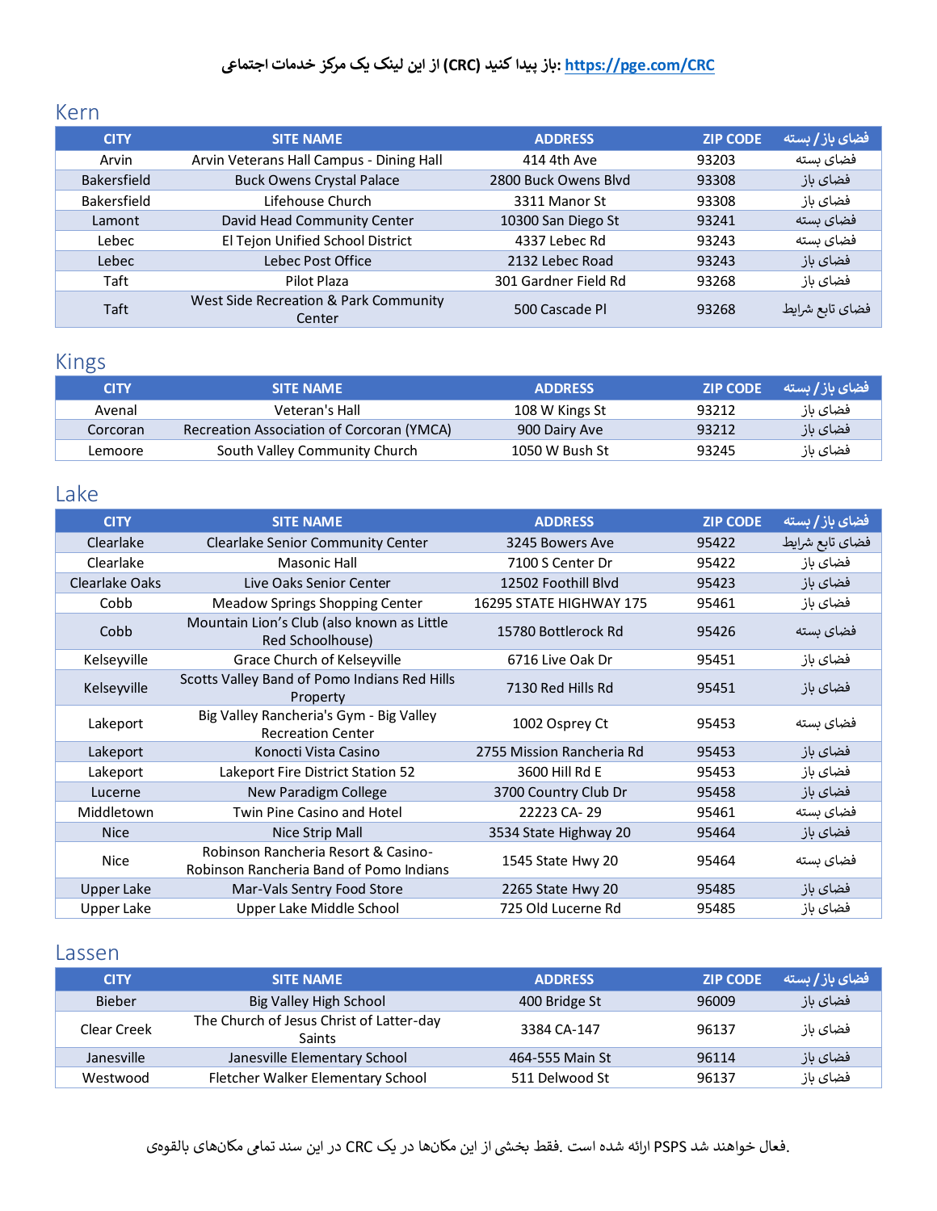باز پیدا کنید (CRC) از این لینک یک مرکز خدمات اجتماعی: https://pge.com/CRC

## Kern

| CITY | SITE NAME | ADDRESS | ZIP CODE | فضای باز / بسته |
|---|---|---|---|---|
| Arvin | Arvin Veterans Hall Campus - Dining Hall | 414 4th Ave | 93203 | فضای بسته |
| Bakersfield | Buck Owens Crystal Palace | 2800 Buck Owens Blvd | 93308 | فضای باز |
| Bakersfield | Lifehouse Church | 3311 Manor St | 93308 | فضای باز |
| Lamont | David Head Community Center | 10300 San Diego St | 93241 | فضای بسته |
| Lebec | El Tejon Unified School District | 4337 Lebec Rd | 93243 | فضای بسته |
| Lebec | Lebec Post Office | 2132 Lebec Road | 93243 | فضای باز |
| Taft | Pilot Plaza | 301 Gardner Field Rd | 93268 | فضای باز |
| Taft | West Side Recreation & Park Community Center | 500 Cascade Pl | 93268 | فضای تابع شرایط |

## Kings

| CITY | SITE NAME | ADDRESS | ZIP CODE | فضای باز / بسته |
|---|---|---|---|---|
| Avenal | Veteran's Hall | 108 W Kings St | 93212 | فضای باز |
| Corcoran | Recreation Association of Corcoran (YMCA) | 900 Dairy Ave | 93212 | فضای باز |
| Lemoore | South Valley Community Church | 1050 W Bush St | 93245 | فضای باز |

## Lake

| CITY | SITE NAME | ADDRESS | ZIP CODE | فضای باز / بسته |
|---|---|---|---|---|
| Clearlake | Clearlake Senior Community Center | 3245 Bowers Ave | 95422 | فضای تابع شرایط |
| Clearlake | Masonic Hall | 7100 S Center Dr | 95422 | فضای باز |
| Clearlake Oaks | Live Oaks Senior Center | 12502 Foothill Blvd | 95423 | فضای باز |
| Cobb | Meadow Springs Shopping Center | 16295 STATE HIGHWAY 175 | 95461 | فضای باز |
| Cobb | Mountain Lion's Club (also known as Little Red Schoolhouse) | 15780 Bottlerock Rd | 95426 | فضای بسته |
| Kelseyville | Grace Church of Kelseyville | 6716 Live Oak Dr | 95451 | فضای باز |
| Kelseyville | Scotts Valley Band of Pomo Indians Red Hills Property | 7130 Red Hills Rd | 95451 | فضای باز |
| Lakeport | Big Valley Rancheria's Gym - Big Valley Recreation Center | 1002 Osprey Ct | 95453 | فضای بسته |
| Lakeport | Konocti Vista Casino | 2755 Mission Rancheria Rd | 95453 | فضای باز |
| Lakeport | Lakeport Fire District Station 52 | 3600 Hill Rd E | 95453 | فضای باز |
| Lucerne | New Paradigm College | 3700 Country Club Dr | 95458 | فضای باز |
| Middletown | Twin Pine Casino and Hotel | 22223 CA- 29 | 95461 | فضای بسته |
| Nice | Nice Strip Mall | 3534 State Highway 20 | 95464 | فضای باز |
| Nice | Robinson Rancheria Resort & Casino-Robinson Rancheria Band of Pomo Indians | 1545 State Hwy 20 | 95464 | فضای بسته |
| Upper Lake | Mar-Vals Sentry Food Store | 2265 State Hwy 20 | 95485 | فضای باز |
| Upper Lake | Upper Lake Middle School | 725 Old Lucerne Rd | 95485 | فضای باز |

## Lassen

| CITY | SITE NAME | ADDRESS | ZIP CODE | فضای باز / بسته |
|---|---|---|---|---|
| Bieber | Big Valley High School | 400 Bridge St | 96009 | فضای باز |
| Clear Creek | The Church of Jesus Christ of Latter-day Saints | 3384 CA-147 | 96137 | فضای باز |
| Janesville | Janesville Elementary School | 464-555 Main St | 96114 | فضای باز |
| Westwood | Fletcher Walker Elementary School | 511 Delwood St | 96137 | فضای باز |

در این سند تمامی مکان‌های بالقوه CRC فقط بخشی از این مکان‌ها در یک .ارائه شده است PSPS فعال خواهند شد.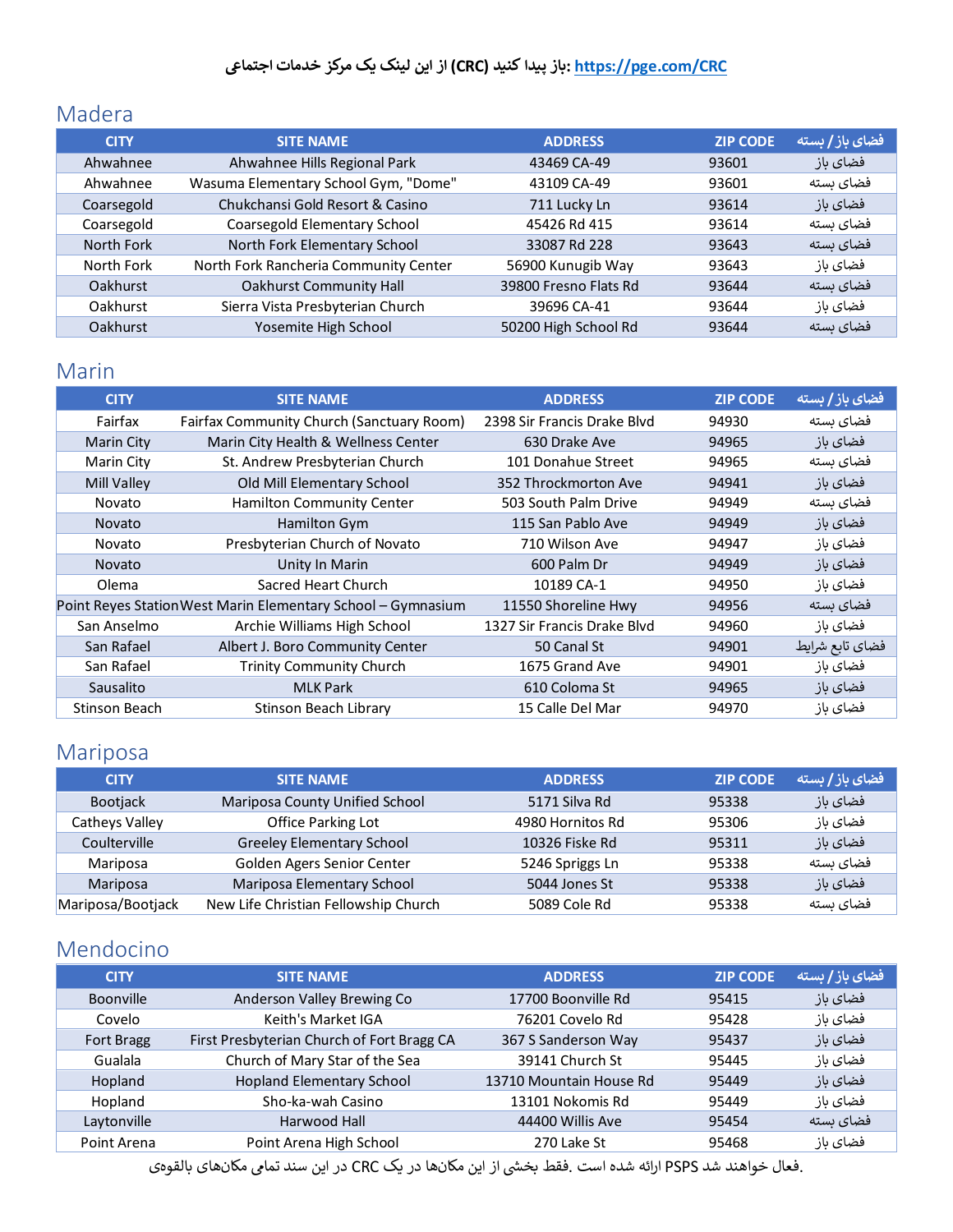باز پیدا کنید (CRC) از این لینک یک مرکز خدمات اجتماعی: https://pge.com/CRC

## Madera

| CITY | SITE NAME | ADDRESS | ZIP CODE | فضای باز / بسته |
|---|---|---|---|---|
| Ahwahnee | Ahwahnee Hills Regional Park | 43469 CA-49 | 93601 | فضای باز |
| Ahwahnee | Wasuma Elementary School Gym, "Dome" | 43109 CA-49 | 93601 | فضای بسته |
| Coarsegold | Chukchansi Gold Resort & Casino | 711 Lucky Ln | 93614 | فضای باز |
| Coarsegold | Coarsegold Elementary School | 45426 Rd 415 | 93614 | فضای بسته |
| North Fork | North Fork Elementary School | 33087 Rd 228 | 93643 | فضای بسته |
| North Fork | North Fork Rancheria Community Center | 56900 Kunugib Way | 93643 | فضای باز |
| Oakhurst | Oakhurst Community Hall | 39800 Fresno Flats Rd | 93644 | فضای بسته |
| Oakhurst | Sierra Vista Presbyterian Church | 39696 CA-41 | 93644 | فضای باز |
| Oakhurst | Yosemite High School | 50200 High School Rd | 93644 | فضای بسته |

## Marin

| CITY | SITE NAME | ADDRESS | ZIP CODE | فضای باز / بسته |
|---|---|---|---|---|
| Fairfax | Fairfax Community Church (Sanctuary Room) | 2398 Sir Francis Drake Blvd | 94930 | فضای بسته |
| Marin City | Marin City Health & Wellness Center | 630 Drake Ave | 94965 | فضای باز |
| Marin City | St. Andrew Presbyterian Church | 101 Donahue Street | 94965 | فضای بسته |
| Mill Valley | Old Mill Elementary School | 352 Throckmorton Ave | 94941 | فضای باز |
| Novato | Hamilton Community Center | 503 South Palm Drive | 94949 | فضای بسته |
| Novato | Hamilton Gym | 115 San Pablo Ave | 94949 | فضای باز |
| Novato | Presbyterian Church of Novato | 710 Wilson Ave | 94947 | فضای باز |
| Novato | Unity In Marin | 600 Palm Dr | 94949 | فضای باز |
| Olema | Sacred Heart Church | 10189 CA-1 | 94950 | فضای باز |
| Point Reyes Station | West Marin Elementary School – Gymnasium | 11550 Shoreline Hwy | 94956 | فضای بسته |
| San Anselmo | Archie Williams High School | 1327 Sir Francis Drake Blvd | 94960 | فضای باز |
| San Rafael | Albert J. Boro Community Center | 50 Canal St | 94901 | فضای تابع شرایط |
| San Rafael | Trinity Community Church | 1675 Grand Ave | 94901 | فضای باز |
| Sausalito | MLK Park | 610 Coloma St | 94965 | فضای باز |
| Stinson Beach | Stinson Beach Library | 15 Calle Del Mar | 94970 | فضای باز |

## Mariposa

| CITY | SITE NAME | ADDRESS | ZIP CODE | فضای باز / بسته |
|---|---|---|---|---|
| Bootjack | Mariposa County Unified School | 5171 Silva Rd | 95338 | فضای باز |
| Catheys Valley | Office Parking Lot | 4980 Hornitos Rd | 95306 | فضای باز |
| Coulterville | Greeley Elementary School | 10326 Fiske Rd | 95311 | فضای باز |
| Mariposa | Golden Agers Senior Center | 5246 Spriggs Ln | 95338 | فضای بسته |
| Mariposa | Mariposa Elementary School | 5044 Jones St | 95338 | فضای باز |
| Mariposa/Bootjack | New Life Christian Fellowship Church | 5089 Cole Rd | 95338 | فضای بسته |

## Mendocino

| CITY | SITE NAME | ADDRESS | ZIP CODE | فضای باز / بسته |
|---|---|---|---|---|
| Boonville | Anderson Valley Brewing Co | 17700 Boonville Rd | 95415 | فضای باز |
| Covelo | Keith's Market IGA | 76201 Covelo Rd | 95428 | فضای باز |
| Fort Bragg | First Presbyterian Church of Fort Bragg CA | 367 S Sanderson Way | 95437 | فضای باز |
| Gualala | Church of Mary Star of the Sea | 39141 Church St | 95445 | فضای باز |
| Hopland | Hopland Elementary School | 13710 Mountain House Rd | 95449 | فضای باز |
| Hopland | Sho-ka-wah Casino | 13101 Nokomis Rd | 95449 | فضای باز |
| Laytonville | Harwood Hall | 44400 Willis Ave | 95454 | فضای بسته |
| Point Arena | Point Arena High School | 270 Lake St | 95468 | فضای باز |

فعال خواهند شد PSPS ارائه شده است. فقط بخشی از این مکان‌ها در یک CRC در این سند تمامی مکان‌های بالقوه.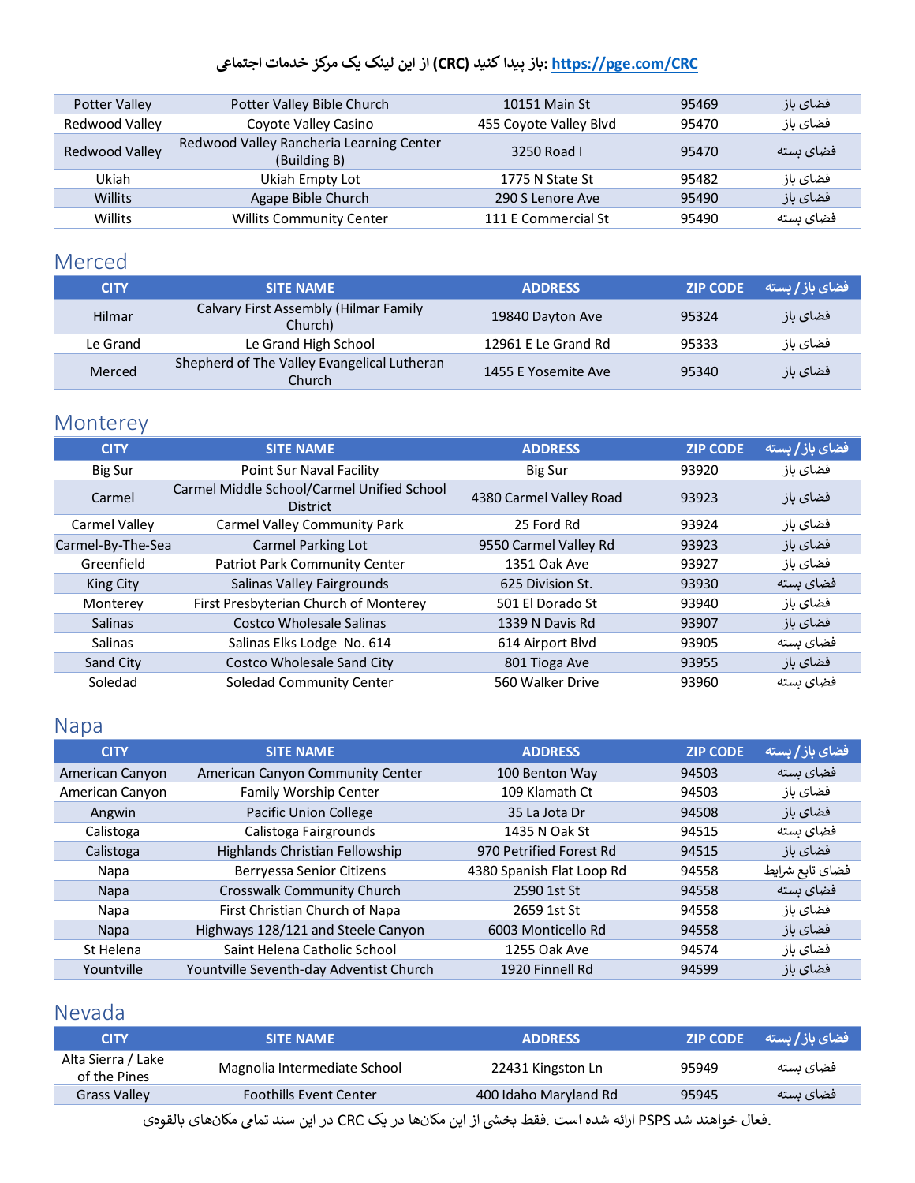باز پیدا کنید (CRC) از این لینک یک مرکز خدمات اجتماعی: https://pge.com/CRC

| | | | | |
|---|---|---|---|---|
| Potter Valley | Potter Valley Bible Church | 10151 Main St | 95469 | فضای باز |
| Redwood Valley | Coyote Valley Casino | 455 Coyote Valley Blvd | 95470 | فضای باز |
| Redwood Valley | Redwood Valley Rancheria Learning Center (Building B) | 3250 Road I | 95470 | فضای بسته |
| Ukiah | Ukiah Empty Lot | 1775 N State St | 95482 | فضای باز |
| Willits | Agape Bible Church | 290 S Lenore Ave | 95490 | فضای باز |
| Willits | Willits Community Center | 111 E Commercial St | 95490 | فضای بسته |

## Merced

| CITY | SITE NAME | ADDRESS | ZIP CODE | فضای باز / بسته |
|---|---|---|---|---|
| Hilmar | Calvary First Assembly (Hilmar Family Church) | 19840 Dayton Ave | 95324 | فضای باز |
| Le Grand | Le Grand High School | 12961 E Le Grand Rd | 95333 | فضای باز |
| Merced | Shepherd of The Valley Evangelical Lutheran Church | 1455 E Yosemite Ave | 95340 | فضای باز |

## Monterey

| CITY | SITE NAME | ADDRESS | ZIP CODE | فضای باز / بسته |
|---|---|---|---|---|
| Big Sur | Point Sur Naval Facility | Big Sur | 93920 | فضای باز |
| Carmel | Carmel Middle School/Carmel Unified School District | 4380 Carmel Valley Road | 93923 | فضای باز |
| Carmel Valley | Carmel Valley Community Park | 25 Ford Rd | 93924 | فضای باز |
| Carmel-By-The-Sea | Carmel Parking Lot | 9550 Carmel Valley Rd | 93923 | فضای باز |
| Greenfield | Patriot Park Community Center | 1351 Oak Ave | 93927 | فضای باز |
| King City | Salinas Valley Fairgrounds | 625 Division St. | 93930 | فضای بسته |
| Monterey | First Presbyterian Church of Monterey | 501 El Dorado St | 93940 | فضای باز |
| Salinas | Costco Wholesale Salinas | 1339 N Davis Rd | 93907 | فضای باز |
| Salinas | Salinas Elks Lodge No. 614 | 614 Airport Blvd | 93905 | فضای بسته |
| Sand City | Costco Wholesale Sand City | 801 Tioga Ave | 93955 | فضای باز |
| Soledad | Soledad Community Center | 560 Walker Drive | 93960 | فضای بسته |

## Napa

| CITY | SITE NAME | ADDRESS | ZIP CODE | فضای باز / بسته |
|---|---|---|---|---|
| American Canyon | American Canyon Community Center | 100 Benton Way | 94503 | فضای بسته |
| American Canyon | Family Worship Center | 109 Klamath Ct | 94503 | فضای باز |
| Angwin | Pacific Union College | 35 La Jota Dr | 94508 | فضای باز |
| Calistoga | Calistoga Fairgrounds | 1435 N Oak St | 94515 | فضای بسته |
| Calistoga | Highlands Christian Fellowship | 970 Petrified Forest Rd | 94515 | فضای باز |
| Napa | Berryessa Senior Citizens | 4380 Spanish Flat Loop Rd | 94558 | فضای تابع شرایط |
| Napa | Crosswalk Community Church | 2590 1st St | 94558 | فضای بسته |
| Napa | First Christian Church of Napa | 2659 1st St | 94558 | فضای باز |
| Napa | Highways 128/121 and Steele Canyon | 6003 Monticello Rd | 94558 | فضای باز |
| St Helena | Saint Helena Catholic School | 1255 Oak Ave | 94574 | فضای باز |
| Yountville | Yountville Seventh-day Adventist Church | 1920 Finnell Rd | 94599 | فضای باز |

## Nevada

| CITY | SITE NAME | ADDRESS | ZIP CODE | فضای باز / بسته |
|---|---|---|---|---|
| Alta Sierra / Lake of the Pines | Magnolia Intermediate School | 22431 Kingston Ln | 95949 | فضای بسته |
| Grass Valley | Foothills Event Center | 400 Idaho Maryland Rd | 95945 | فضای بسته |

فقط بخشی از این مکان‌ها در یک CRC در این سند تمامی مکان‌های بالقوه‌ی PSPS ارائه شده است. فعال خواهند شد.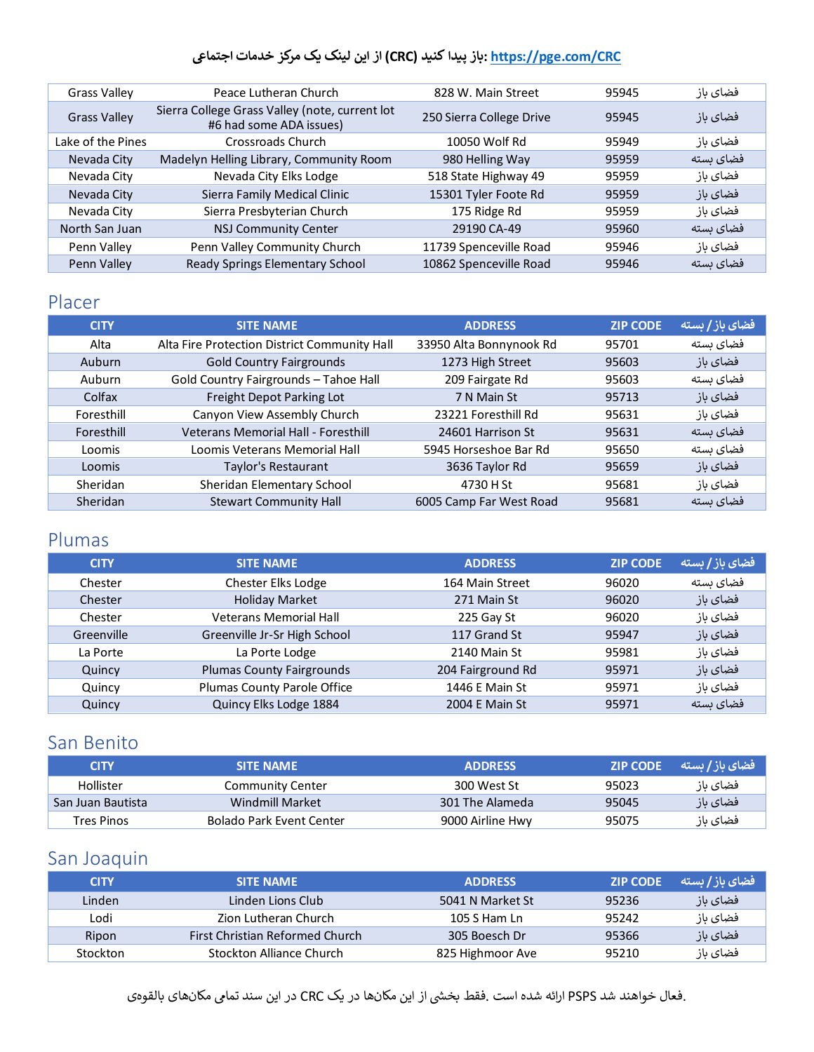باز پیدا کنید (CRC) از این لینک یک مرکز خدمات اجتماعی: https://pge.com/CRC

| | | | | |
|---|---|---|---|---|
| Grass Valley | Peace Lutheran Church | 828 W. Main Street | 95945 | فضای باز |
| Grass Valley | Sierra College Grass Valley (note, current lot #6 had some ADA issues) | 250 Sierra College Drive | 95945 | فضای باز |
| Lake of the Pines | Crossroads Church | 10050 Wolf Rd | 95949 | فضای باز |
| Nevada City | Madelyn Helling Library, Community Room | 980 Helling Way | 95959 | فضای بسته |
| Nevada City | Nevada City Elks Lodge | 518 State Highway 49 | 95959 | فضای باز |
| Nevada City | Sierra Family Medical Clinic | 15301 Tyler Foote Rd | 95959 | فضای باز |
| Nevada City | Sierra Presbyterian Church | 175 Ridge Rd | 95959 | فضای باز |
| North San Juan | NSJ Community Center | 29190 CA-49 | 95960 | فضای بسته |
| Penn Valley | Penn Valley Community Church | 11739 Spenceville Road | 95946 | فضای باز |
| Penn Valley | Ready Springs Elementary School | 10862 Spenceville Road | 95946 | فضای بسته |

## Placer

| CITY | SITE NAME | ADDRESS | ZIP CODE | فضای باز / بسته |
|---|---|---|---|---|
| Alta | Alta Fire Protection District Community Hall | 33950 Alta Bonnynook Rd | 95701 | فضای بسته |
| Auburn | Gold Country Fairgrounds | 1273 High Street | 95603 | فضای باز |
| Auburn | Gold Country Fairgrounds – Tahoe Hall | 209 Fairgate Rd | 95603 | فضای بسته |
| Colfax | Freight Depot Parking Lot | 7 N Main St | 95713 | فضای باز |
| Foresthill | Canyon View Assembly Church | 23221 Foresthill Rd | 95631 | فضای باز |
| Foresthill | Veterans Memorial Hall - Foresthill | 24601 Harrison St | 95631 | فضای بسته |
| Loomis | Loomis Veterans Memorial Hall | 5945 Horseshoe Bar Rd | 95650 | فضای بسته |
| Loomis | Taylor's Restaurant | 3636 Taylor Rd | 95659 | فضای باز |
| Sheridan | Sheridan Elementary School | 4730 H St | 95681 | فضای باز |
| Sheridan | Stewart Community Hall | 6005 Camp Far West Road | 95681 | فضای بسته |

## Plumas

| CITY | SITE NAME | ADDRESS | ZIP CODE | فضای باز / بسته |
|---|---|---|---|---|
| Chester | Chester Elks Lodge | 164 Main Street | 96020 | فضای بسته |
| Chester | Holiday Market | 271 Main St | 96020 | فضای باز |
| Chester | Veterans Memorial Hall | 225 Gay St | 96020 | فضای باز |
| Greenville | Greenville Jr-Sr High School | 117 Grand St | 95947 | فضای باز |
| La Porte | La Porte Lodge | 2140 Main St | 95981 | فضای باز |
| Quincy | Plumas County Fairgrounds | 204 Fairground Rd | 95971 | فضای باز |
| Quincy | Plumas County Parole Office | 1446 E Main St | 95971 | فضای باز |
| Quincy | Quincy Elks Lodge 1884 | 2004 E Main St | 95971 | فضای بسته |

## San Benito

| CITY | SITE NAME | ADDRESS | ZIP CODE | فضای باز / بسته |
|---|---|---|---|---|
| Hollister | Community Center | 300 West St | 95023 | فضای باز |
| San Juan Bautista | Windmill Market | 301 The Alameda | 95045 | فضای باز |
| Tres Pinos | Bolado Park Event Center | 9000 Airline Hwy | 95075 | فضای باز |

## San Joaquin

| CITY | SITE NAME | ADDRESS | ZIP CODE | فضای باز / بسته |
|---|---|---|---|---|
| Linden | Linden Lions Club | 5041 N Market St | 95236 | فضای باز |
| Lodi | Zion Lutheran Church | 105 S Ham Ln | 95242 | فضای باز |
| Ripon | First Christian Reformed Church | 305 Boesch Dr | 95366 | فضای باز |
| Stockton | Stockton Alliance Church | 825 Highmoor Ave | 95210 | فضای باز |

فقط بخشی از این مکان‌ها در یک CRC در این سند تمامی مکان‌های بالقوه‌ی PSPS ارائه شده است. فعال خواهند شد.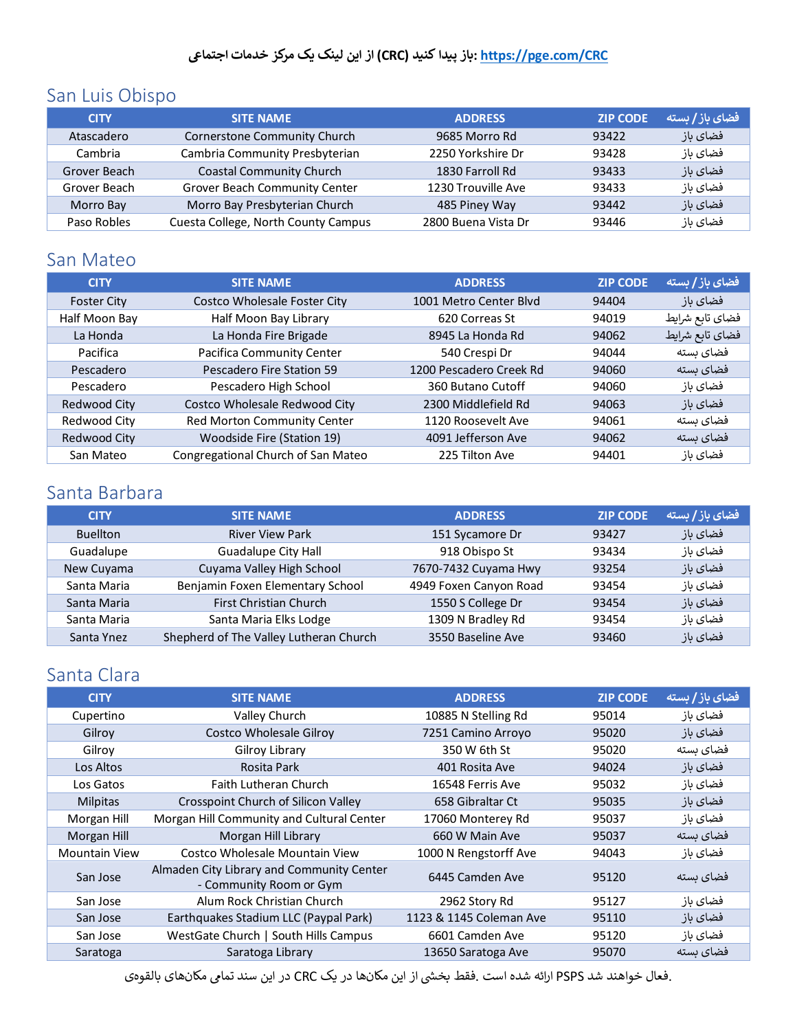**باز پیدا کنید (CRC) از این لینک یک مرکز خدمات اجتماعی: https://pge.com/CRC**

## San Luis Obispo

| CITY | SITE NAME | ADDRESS | ZIP CODE | فضای باز / بسته |
|---|---|---|---|---|
| Atascadero | Cornerstone Community Church | 9685 Morro Rd | 93422 | فضای باز |
| Cambria | Cambria Community Presbyterian | 2250 Yorkshire Dr | 93428 | فضای باز |
| Grover Beach | Coastal Community Church | 1830 Farroll Rd | 93433 | فضای باز |
| Grover Beach | Grover Beach Community Center | 1230 Trouville Ave | 93433 | فضای باز |
| Morro Bay | Morro Bay Presbyterian Church | 485 Piney Way | 93442 | فضای باز |
| Paso Robles | Cuesta College, North County Campus | 2800 Buena Vista Dr | 93446 | فضای باز |

## San Mateo

| CITY | SITE NAME | ADDRESS | ZIP CODE | فضای باز / بسته |
|---|---|---|---|---|
| Foster City | Costco Wholesale Foster City | 1001 Metro Center Blvd | 94404 | فضای باز |
| Half Moon Bay | Half Moon Bay Library | 620 Correas St | 94019 | فضای تابع شرایط |
| La Honda | La Honda Fire Brigade | 8945 La Honda Rd | 94062 | فضای تابع شرایط |
| Pacifica | Pacifica Community Center | 540 Crespi Dr | 94044 | فضای بسته |
| Pescadero | Pescadero Fire Station 59 | 1200 Pescadero Creek Rd | 94060 | فضای بسته |
| Pescadero | Pescadero High School | 360 Butano Cutoff | 94060 | فضای باز |
| Redwood City | Costco Wholesale Redwood City | 2300 Middlefield Rd | 94063 | فضای باز |
| Redwood City | Red Morton Community Center | 1120 Roosevelt Ave | 94061 | فضای بسته |
| Redwood City | Woodside Fire (Station 19) | 4091 Jefferson Ave | 94062 | فضای بسته |
| San Mateo | Congregational Church of San Mateo | 225 Tilton Ave | 94401 | فضای باز |

## Santa Barbara

| CITY | SITE NAME | ADDRESS | ZIP CODE | فضای باز / بسته |
|---|---|---|---|---|
| Buellton | River View Park | 151 Sycamore Dr | 93427 | فضای باز |
| Guadalupe | Guadalupe City Hall | 918 Obispo St | 93434 | فضای باز |
| New Cuyama | Cuyama Valley High School | 7670-7432 Cuyama Hwy | 93254 | فضای باز |
| Santa Maria | Benjamin Foxen Elementary School | 4949 Foxen Canyon Road | 93454 | فضای باز |
| Santa Maria | First Christian Church | 1550 S College Dr | 93454 | فضای باز |
| Santa Maria | Santa Maria Elks Lodge | 1309 N Bradley Rd | 93454 | فضای باز |
| Santa Ynez | Shepherd of The Valley Lutheran Church | 3550 Baseline Ave | 93460 | فضای باز |

## Santa Clara

| CITY | SITE NAME | ADDRESS | ZIP CODE | فضای باز / بسته |
|---|---|---|---|---|
| Cupertino | Valley Church | 10885 N Stelling Rd | 95014 | فضای باز |
| Gilroy | Costco Wholesale Gilroy | 7251 Camino Arroyo | 95020 | فضای باز |
| Gilroy | Gilroy Library | 350 W 6th St | 95020 | فضای بسته |
| Los Altos | Rosita Park | 401 Rosita Ave | 94024 | فضای باز |
| Los Gatos | Faith Lutheran Church | 16548 Ferris Ave | 95032 | فضای باز |
| Milpitas | Crosspoint Church of Silicon Valley | 658 Gibraltar Ct | 95035 | فضای باز |
| Morgan Hill | Morgan Hill Community and Cultural Center | 17060 Monterey Rd | 95037 | فضای باز |
| Morgan Hill | Morgan Hill Library | 660 W Main Ave | 95037 | فضای بسته |
| Mountain View | Costco Wholesale Mountain View | 1000 N Rengstorff Ave | 94043 | فضای باز |
| San Jose | Almaden City Library and Community Center - Community Room or Gym | 6445 Camden Ave | 95120 | فضای بسته |
| San Jose | Alum Rock Christian Church | 2962 Story Rd | 95127 | فضای باز |
| San Jose | Earthquakes Stadium LLC (Paypal Park) | 1123 & 1145 Coleman Ave | 95110 | فضای باز |
| San Jose | WestGate Church \| South Hills Campus | 6601 Camden Ave | 95120 | فضای باز |
| Saratoga | Saratoga Library | 13650 Saratoga Ave | 95070 | فضای بسته |

.فعال خواهند شد PSPS ارائه شده است. فقط بخشی از این مکان‌ها در یک CRC در این سند تمامی مکان‌های بالقوه‌ی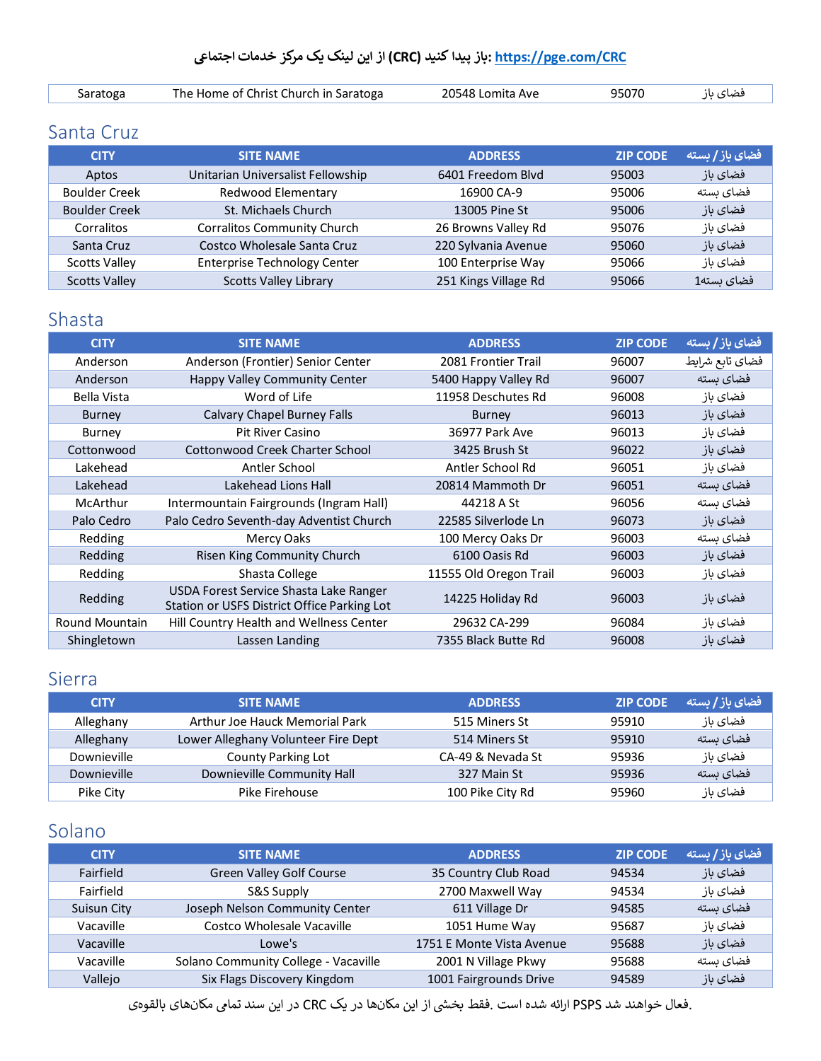باز پیدا کنید (CRC) از این لینک یک مرکز خدمات اجتماعی: https://pge.com/CRC

| Saratoga | The Home of Christ Church in Saratoga | 20548 Lomita Ave | 95070 | فضای باز |
|---|---|---|---|---|

## Santa Cruz

| CITY | SITE NAME | ADDRESS | ZIP CODE | فضای باز / بسته |
|---|---|---|---|---|
| Aptos | Unitarian Universalist Fellowship | 6401 Freedom Blvd | 95003 | فضای باز |
| Boulder Creek | Redwood Elementary | 16900 CA-9 | 95006 | فضای بسته |
| Boulder Creek | St. Michaels Church | 13005 Pine St | 95006 | فضای باز |
| Corralitos | Corralitos Community Church | 26 Browns Valley Rd | 95076 | فضای باز |
| Santa Cruz | Costco Wholesale Santa Cruz | 220 Sylvania Avenue | 95060 | فضای باز |
| Scotts Valley | Enterprise Technology Center | 100 Enterprise Way | 95066 | فضای باز |
| Scotts Valley | Scotts Valley Library | 251 Kings Village Rd | 95066 | فضای بسته1 |

## Shasta

| CITY | SITE NAME | ADDRESS | ZIP CODE | فضای باز / بسته |
|---|---|---|---|---|
| Anderson | Anderson (Frontier) Senior Center | 2081 Frontier Trail | 96007 | فضای تابع شرایط |
| Anderson | Happy Valley Community Center | 5400 Happy Valley Rd | 96007 | فضای بسته |
| Bella Vista | Word of Life | 11958 Deschutes Rd | 96008 | فضای باز |
| Burney | Calvary Chapel Burney Falls | Burney | 96013 | فضای باز |
| Burney | Pit River Casino | 36977 Park Ave | 96013 | فضای باز |
| Cottonwood | Cottonwood Creek Charter School | 3425 Brush St | 96022 | فضای باز |
| Lakehead | Antler School | Antler School Rd | 96051 | فضای باز |
| Lakehead | Lakehead Lions Hall | 20814 Mammoth Dr | 96051 | فضای بسته |
| McArthur | Intermountain Fairgrounds (Ingram Hall) | 44218 A St | 96056 | فضای بسته |
| Palo Cedro | Palo Cedro Seventh-day Adventist Church | 22585 Silverlode Ln | 96073 | فضای باز |
| Redding | Mercy Oaks | 100 Mercy Oaks Dr | 96003 | فضای بسته |
| Redding | Risen King Community Church | 6100 Oasis Rd | 96003 | فضای باز |
| Redding | Shasta College | 11555 Old Oregon Trail | 96003 | فضای باز |
| Redding | USDA Forest Service Shasta Lake Ranger Station or USFS District Office Parking Lot | 14225 Holiday Rd | 96003 | فضای باز |
| Round Mountain | Hill Country Health and Wellness Center | 29632 CA-299 | 96084 | فضای باز |
| Shingletown | Lassen Landing | 7355 Black Butte Rd | 96008 | فضای باز |

## Sierra

| CITY | SITE NAME | ADDRESS | ZIP CODE | فضای باز / بسته |
|---|---|---|---|---|
| Alleghany | Arthur Joe Hauck Memorial Park | 515 Miners St | 95910 | فضای باز |
| Alleghany | Lower Alleghany Volunteer Fire Dept | 514 Miners St | 95910 | فضای بسته |
| Downieville | County Parking Lot | CA-49 & Nevada St | 95936 | فضای باز |
| Downieville | Downieville Community Hall | 327 Main St | 95936 | فضای بسته |
| Pike City | Pike Firehouse | 100 Pike City Rd | 95960 | فضای باز |

## Solano

| CITY | SITE NAME | ADDRESS | ZIP CODE | فضای باز / بسته |
|---|---|---|---|---|
| Fairfield | Green Valley Golf Course | 35 Country Club Road | 94534 | فضای باز |
| Fairfield | S&S Supply | 2700 Maxwell Way | 94534 | فضای باز |
| Suisun City | Joseph Nelson Community Center | 611 Village Dr | 94585 | فضای بسته |
| Vacaville | Costco Wholesale Vacaville | 1051 Hume Way | 95687 | فضای باز |
| Vacaville | Lowe's | 1751 E Monte Vista Avenue | 95688 | فضای باز |
| Vacaville | Solano Community College - Vacaville | 2001 N Village Pkwy | 95688 | فضای بسته |
| Vallejo | Six Flags Discovery Kingdom | 1001 Fairgrounds Drive | 94589 | فضای باز |

در این سند تمامی مکان‌های بالقوه CRC فقط بخشی از این مکان‌ها در یک PSPS ارائه شده است. فعال خواهند شد.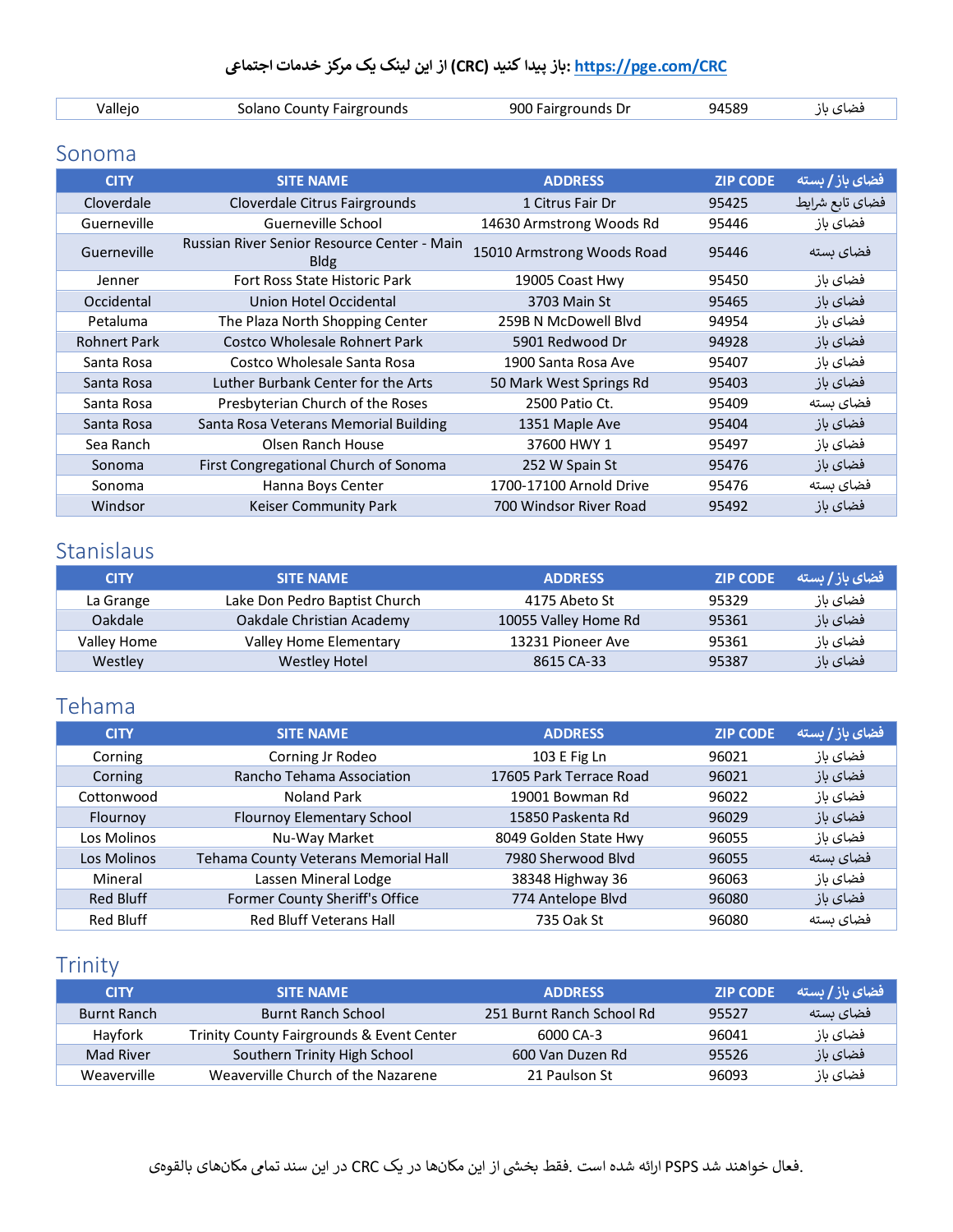باز پیدا کنید (CRC) از این لینک یک مرکز خدمات اجتماعی: https://pge.com/CRC

| Vallejo | Solano County Fairgrounds | 900 Fairgrounds Dr | 94589 | فضای باز |
|---|---|---|---|---|

## Sonoma

| CITY | SITE NAME | ADDRESS | ZIP CODE | فضای باز / بسته |
|---|---|---|---|---|
| Cloverdale | Cloverdale Citrus Fairgrounds | 1 Citrus Fair Dr | 95425 | فضای تابع شرایط |
| Guerneville | Guerneville School | 14630 Armstrong Woods Rd | 95446 | فضای باز |
| Guerneville | Russian River Senior Resource Center - Main Bldg | 15010 Armstrong Woods Road | 95446 | فضای بسته |
| Jenner | Fort Ross State Historic Park | 19005 Coast Hwy | 95450 | فضای باز |
| Occidental | Union Hotel Occidental | 3703 Main St | 95465 | فضای باز |
| Petaluma | The Plaza North Shopping Center | 259B N McDowell Blvd | 94954 | فضای باز |
| Rohnert Park | Costco Wholesale Rohnert Park | 5901 Redwood Dr | 94928 | فضای باز |
| Santa Rosa | Costco Wholesale Santa Rosa | 1900 Santa Rosa Ave | 95407 | فضای باز |
| Santa Rosa | Luther Burbank Center for the Arts | 50 Mark West Springs Rd | 95403 | فضای باز |
| Santa Rosa | Presbyterian Church of the Roses | 2500 Patio Ct. | 95409 | فضای بسته |
| Santa Rosa | Santa Rosa Veterans Memorial Building | 1351 Maple Ave | 95404 | فضای باز |
| Sea Ranch | Olsen Ranch House | 37600 HWY 1 | 95497 | فضای باز |
| Sonoma | First Congregational Church of Sonoma | 252 W Spain St | 95476 | فضای باز |
| Sonoma | Hanna Boys Center | 1700-17100 Arnold Drive | 95476 | فضای بسته |
| Windsor | Keiser Community Park | 700 Windsor River Road | 95492 | فضای باز |

## Stanislaus

| CITY | SITE NAME | ADDRESS | ZIP CODE | فضای باز / بسته |
|---|---|---|---|---|
| La Grange | Lake Don Pedro Baptist Church | 4175 Abeto St | 95329 | فضای باز |
| Oakdale | Oakdale Christian Academy | 10055 Valley Home Rd | 95361 | فضای باز |
| Valley Home | Valley Home Elementary | 13231 Pioneer Ave | 95361 | فضای باز |
| Westley | Westley Hotel | 8615 CA-33 | 95387 | فضای باز |

## Tehama

| CITY | SITE NAME | ADDRESS | ZIP CODE | فضای باز / بسته |
|---|---|---|---|---|
| Corning | Corning Jr Rodeo | 103 E Fig Ln | 96021 | فضای باز |
| Corning | Rancho Tehama Association | 17605 Park Terrace Road | 96021 | فضای باز |
| Cottonwood | Noland Park | 19001 Bowman Rd | 96022 | فضای باز |
| Flournoy | Flournoy Elementary School | 15850 Paskenta Rd | 96029 | فضای باز |
| Los Molinos | Nu-Way Market | 8049 Golden State Hwy | 96055 | فضای باز |
| Los Molinos | Tehama County Veterans Memorial Hall | 7980 Sherwood Blvd | 96055 | فضای بسته |
| Mineral | Lassen Mineral Lodge | 38348 Highway 36 | 96063 | فضای باز |
| Red Bluff | Former County Sheriff's Office | 774 Antelope Blvd | 96080 | فضای باز |
| Red Bluff | Red Bluff Veterans Hall | 735 Oak St | 96080 | فضای بسته |

## Trinity

| CITY | SITE NAME | ADDRESS | ZIP CODE | فضای باز / بسته |
|---|---|---|---|---|
| Burnt Ranch | Burnt Ranch School | 251 Burnt Ranch School Rd | 95527 | فضای بسته |
| Hayfork | Trinity County Fairgrounds & Event Center | 6000 CA-3 | 96041 | فضای باز |
| Mad River | Southern Trinity High School | 600 Van Duzen Rd | 95526 | فضای باز |
| Weaverville | Weaverville Church of the Nazarene | 21 Paulson St | 96093 | فضای باز |

در این سند تمامی مکان‌های بالقوه CRC ارائه شده است. فقط بخشی از این مکان‌ها در یک PSPS فعال خواهند شد.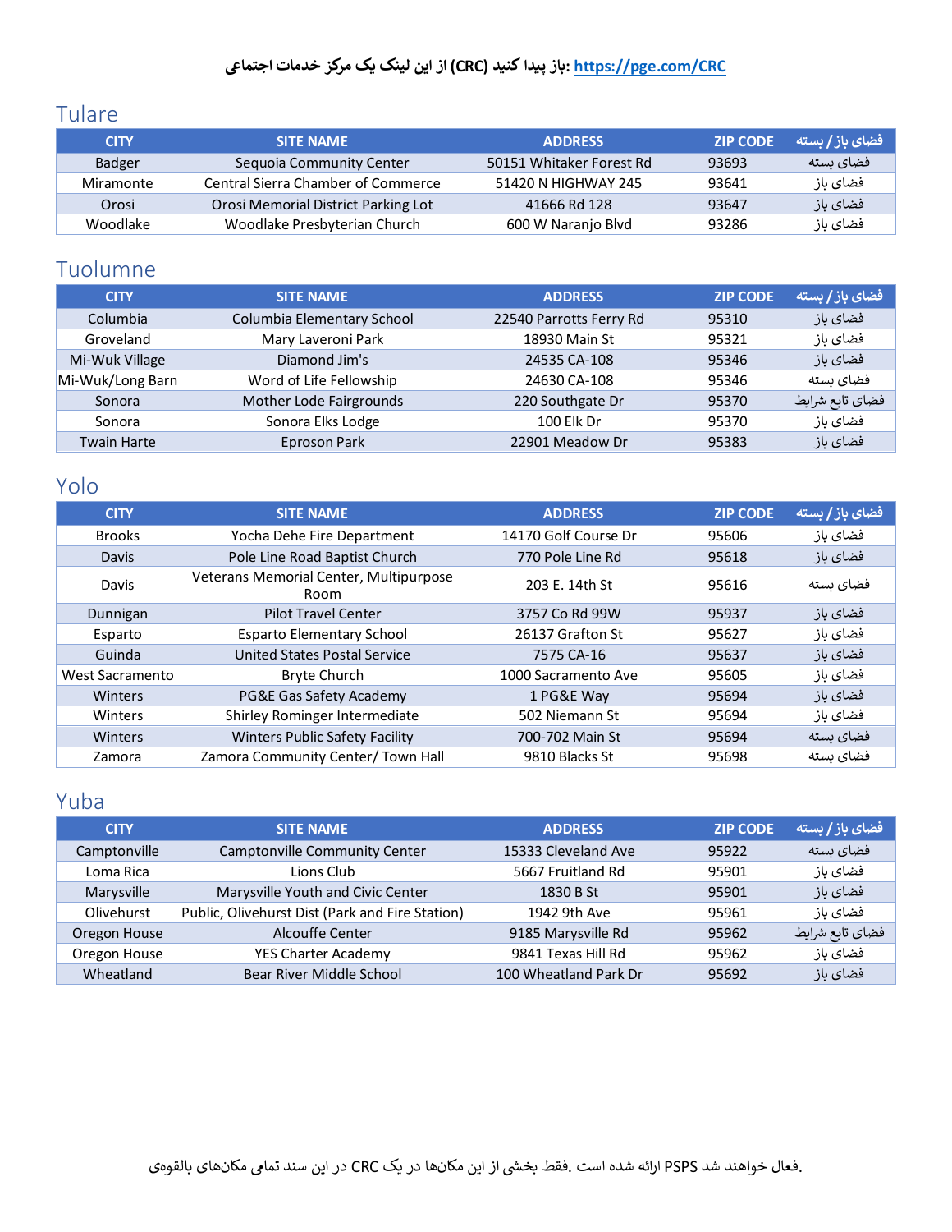باز پیدا کنید (CRC) از این لینک یک مرکز خدمات اجتماعی: https://pge.com/CRC

## Tulare

| CITY | SITE NAME | ADDRESS | ZIP CODE | فضای باز / بسته |
|---|---|---|---|---|
| Badger | Sequoia Community Center | 50151 Whitaker Forest Rd | 93693 | فضای بسته |
| Miramonte | Central Sierra Chamber of Commerce | 51420 N HIGHWAY 245 | 93641 | فضای باز |
| Orosi | Orosi Memorial District Parking Lot | 41666 Rd 128 | 93647 | فضای باز |
| Woodlake | Woodlake Presbyterian Church | 600 W Naranjo Blvd | 93286 | فضای باز |

## Tuolumne

| CITY | SITE NAME | ADDRESS | ZIP CODE | فضای باز / بسته |
|---|---|---|---|---|
| Columbia | Columbia Elementary School | 22540 Parrotts Ferry Rd | 95310 | فضای باز |
| Groveland | Mary Laveroni Park | 18930 Main St | 95321 | فضای باز |
| Mi-Wuk Village | Diamond Jim's | 24535 CA-108 | 95346 | فضای باز |
| Mi-Wuk/Long Barn | Word of Life Fellowship | 24630 CA-108 | 95346 | فضای بسته |
| Sonora | Mother Lode Fairgrounds | 220 Southgate Dr | 95370 | فضای تابع شرایط |
| Sonora | Sonora Elks Lodge | 100 Elk Dr | 95370 | فضای باز |
| Twain Harte | Eproson Park | 22901 Meadow Dr | 95383 | فضای باز |

## Yolo

| CITY | SITE NAME | ADDRESS | ZIP CODE | فضای باز / بسته |
|---|---|---|---|---|
| Brooks | Yocha Dehe Fire Department | 14170 Golf Course Dr | 95606 | فضای باز |
| Davis | Pole Line Road Baptist Church | 770 Pole Line Rd | 95618 | فضای باز |
| Davis | Veterans Memorial Center, Multipurpose Room | 203 E. 14th St | 95616 | فضای بسته |
| Dunnigan | Pilot Travel Center | 3757 Co Rd 99W | 95937 | فضای باز |
| Esparto | Esparto Elementary School | 26137 Grafton St | 95627 | فضای باز |
| Guinda | United States Postal Service | 7575 CA-16 | 95637 | فضای باز |
| West Sacramento | Bryte Church | 1000 Sacramento Ave | 95605 | فضای باز |
| Winters | PG&E Gas Safety Academy | 1 PG&E Way | 95694 | فضای باز |
| Winters | Shirley Rominger Intermediate | 502 Niemann St | 95694 | فضای باز |
| Winters | Winters Public Safety Facility | 700-702 Main St | 95694 | فضای بسته |
| Zamora | Zamora Community Center/ Town Hall | 9810 Blacks St | 95698 | فضای بسته |

## Yuba

| CITY | SITE NAME | ADDRESS | ZIP CODE | فضای باز / بسته |
|---|---|---|---|---|
| Camptonville | Camptonville Community Center | 15333 Cleveland Ave | 95922 | فضای بسته |
| Loma Rica | Lions Club | 5667 Fruitland Rd | 95901 | فضای باز |
| Marysville | Marysville Youth and Civic Center | 1830 B St | 95901 | فضای باز |
| Olivehurst | Public, Olivehurst Dist (Park and Fire Station) | 1942 9th Ave | 95961 | فضای باز |
| Oregon House | Alcouffe Center | 9185 Marysville Rd | 95962 | فضای تابع شرایط |
| Oregon House | YES Charter Academy | 9841 Texas Hill Rd | 95962 | فضای باز |
| Wheatland | Bear River Middle School | 100 Wheatland Park Dr | 95692 | فضای باز |

در این سند تمامی مکان‌های بالقوه‌ی CRC ارائه شده است. فقط بخشی از این مکان‌ها در یک PSPS فعال خواهند شد.